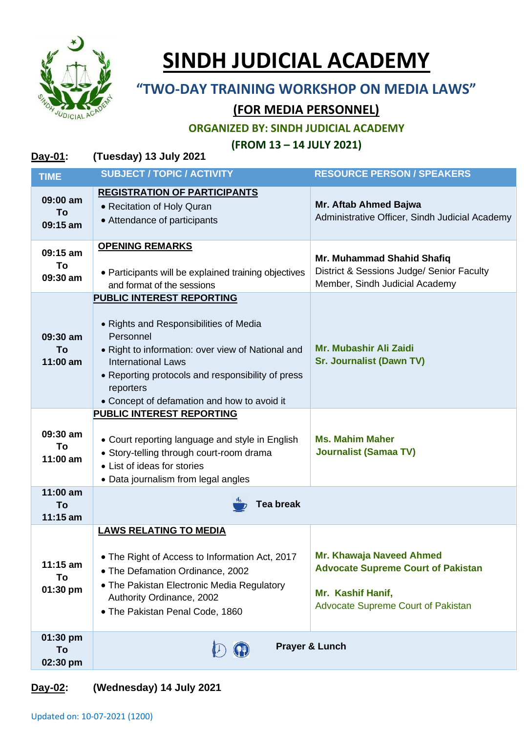# SINDH JUDICIAL ACADEMY

## "TWO-DAY TRAINING WORKSHOP ON MEDIA LAWS"

### (FOR MEDIA PERSONNEL)

**ORGANIZED BY: SINDH JUDICIAL ACADEMY**

**(FROM 13 – 14 JULY 2021)**

**Day-01: (Tuesday) 13 July 2021**

| TIME | SUBJECT / TOPIC / ACTIVITY | RESOURCE PERSON / SPEAKERS |
|---|---|---|
| **09:00 am To 09:15 am** | **REGISTRATION OF PARTICIPANTS**<br>• Recitation of Holy Quran<br>• Attendance of participants | **Mr. Aftab Ahmed Bajwa**<br>Administrative Officer, Sindh Judicial Academy |
| **09:15 am To 09:30 am** | **OPENING REMARKS**<br>• Participants will be explained training objectives and format of the sessions | **Mr. Muhammad Shahid Shafiq**<br>District & Sessions Judge/ Senior Faculty Member, Sindh Judicial Academy |
| **09:30 am To 11:00 am** | **PUBLIC INTEREST REPORTING**<br>• Rights and Responsibilities of Media Personnel<br>• Right to information: over view of National and International Laws<br>• Reporting protocols and responsibility of press reporters<br>• Concept of defamation and how to avoid it | **Mr. Mubashir Ali Zaidi**<br>**Sr. Journalist (Dawn TV)** |
| **09:30 am To 11:00 am** | **PUBLIC INTEREST REPORTING**<br>• Court reporting language and style in English<br>• Story-telling through court-room drama<br>• List of ideas for stories<br>• Data journalism from legal angles | **Ms. Mahim Maher**<br>**Journalist (Samaa TV)** |
| **11:00 am To 11:15 am** | **Tea break** | |
| **11:15 am To 01:30 pm** | **LAWS RELATING TO MEDIA**<br>• The Right of Access to Information Act, 2017<br>• The Defamation Ordinance, 2002<br>• The Pakistan Electronic Media Regulatory Authority Ordinance, 2002<br>• The Pakistan Penal Code, 1860 | **Mr. Khawaja Naveed Ahmed**<br>**Advocate Supreme Court of Pakistan**<br><br>**Mr. Kashif Hanif,**<br>Advocate Supreme Court of Pakistan |
| **01:30 pm To 02:30 pm** | **Prayer & Lunch** | |

**Day-02: (Wednesday) 14 July 2021**

Updated on: 10-07-2021 (1200)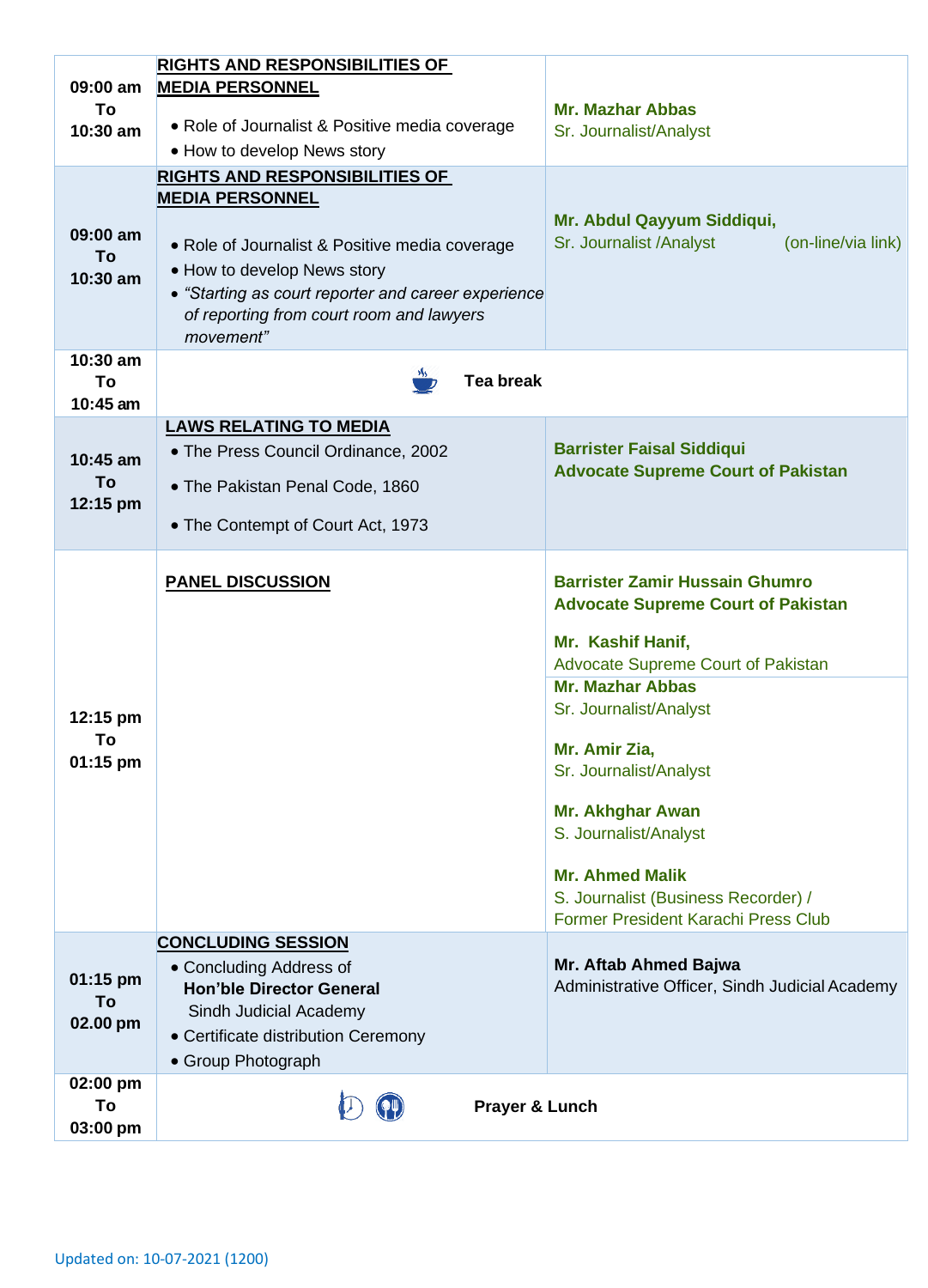| | | |
|---|---|---|
| **09:00 am To 10:30 am** | **RIGHTS AND RESPONSIBILITIES OF MEDIA PERSONNEL**<br>• Role of Journalist & Positive media coverage<br>• How to develop News story | **Mr. Mazhar Abbas**<br>Sr. Journalist/Analyst |
| **09:00 am To 10:30 am** | **RIGHTS AND RESPONSIBILITIES OF MEDIA PERSONNEL**<br>• Role of Journalist & Positive media coverage<br>• How to develop News story<br>• *"Starting as court reporter and career experience of reporting from court room and lawyers movement"* | **Mr. Abdul Qayyum Siddiqui,**<br>Sr. Journalist /Analyst (on-line/via link) |
| **10:30 am To 10:45 am** | **Tea break** | |
| **10:45 am To 12:15 pm** | **LAWS RELATING TO MEDIA**<br>• The Press Council Ordinance, 2002<br>• The Pakistan Penal Code, 1860<br>• The Contempt of Court Act, 1973 | **Barrister Faisal Siddiqui**<br>**Advocate Supreme Court of Pakistan** |
| **12:15 pm To 01:15 pm** | **PANEL DISCUSSION** | **Barrister Zamir Hussain Ghumro**<br>**Advocate Supreme Court of Pakistan**<br><br>**Mr. Kashif Hanif,**<br>Advocate Supreme Court of Pakistan<br><br>**Mr. Mazhar Abbas**<br>Sr. Journalist/Analyst<br><br>**Mr. Amir Zia,**<br>Sr. Journalist/Analyst<br><br>**Mr. Akhghar Awan**<br>S. Journalist/Analyst<br><br>**Mr. Ahmed Malik**<br>S. Journalist (Business Recorder) /<br>Former President Karachi Press Club |
| **01:15 pm To 02.00 pm** | **CONCLUDING SESSION**<br>• Concluding Address of **Hon'ble Director General** Sindh Judicial Academy<br>• Certificate distribution Ceremony<br>• Group Photograph | **Mr. Aftab Ahmed Bajwa**<br>Administrative Officer, Sindh Judicial Academy |
| **02:00 pm To 03:00 pm** | **Prayer & Lunch** | |

Updated on: 10-07-2021 (1200)